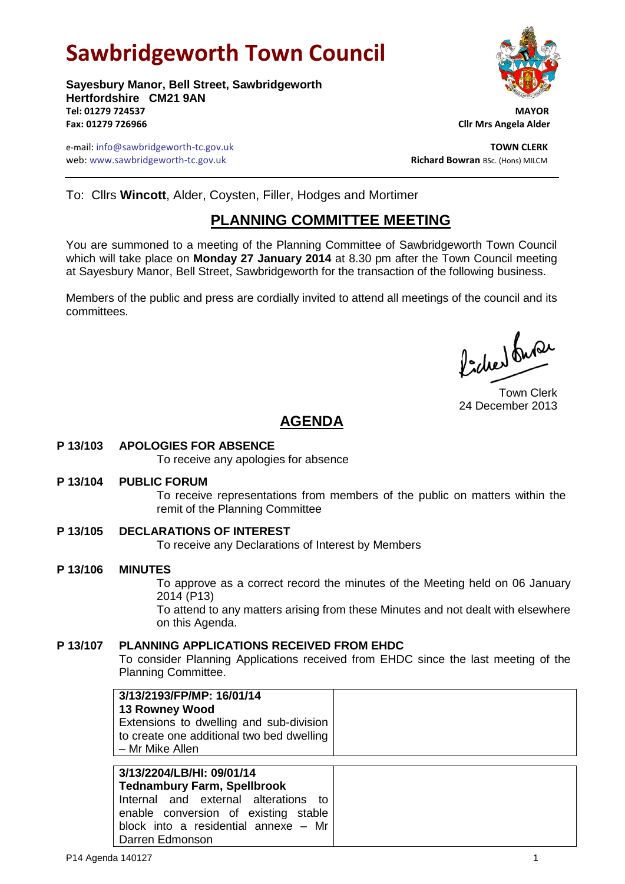# Sawbridgeworth Town Council

**Sayesbury Manor, Bell Street, Sawbridgeworth**
**Hertfordshire CM21 9AN**
**Tel: 01279 724537**
**Fax: 01279 726966**

**MAYOR**
**Cllr Mrs Angela Alder**

e-mail: info@sawbridgeworth-tc.gov.uk
web: www.sawbridgeworth-tc.gov.uk

**TOWN CLERK**
**Richard Bowran** BSc. (Hons) MILCM

To: Cllrs **Wincott**, Alder, Coysten, Filler, Hodges and Mortimer

## PLANNING COMMITTEE MEETING

You are summoned to a meeting of the Planning Committee of Sawbridgeworth Town Council which will take place on **Monday 27 January 2014** at 8.30 pm after the Town Council meeting at Sayesbury Manor, Bell Street, Sawbridgeworth for the transaction of the following business.

Members of the public and press are cordially invited to attend all meetings of the council and its committees.

Town Clerk
24 December 2013

## AGENDA

**P 13/103 APOLOGIES FOR ABSENCE**
To receive any apologies for absence

**P 13/104 PUBLIC FORUM**
To receive representations from members of the public on matters within the remit of the Planning Committee

**P 13/105 DECLARATIONS OF INTEREST**
To receive any Declarations of Interest by Members

**P 13/106 MINUTES**
To approve as a correct record the minutes of the Meeting held on 06 January 2014 (P13)
To attend to any matters arising from these Minutes and not dealt with elsewhere on this Agenda.

**P 13/107 PLANNING APPLICATIONS RECEIVED FROM EHDC**
To consider Planning Applications received from EHDC since the last meeting of the Planning Committee.

| | |
|---|---|
| **3/13/2193/FP/MP: 16/01/14**<br>**13 Rowney Wood**<br>Extensions to dwelling and sub-division to create one additional two bed dwelling – Mr Mike Allen | |
| **3/13/2204/LB/HI: 09/01/14**<br>**Tednambury Farm, Spellbrook**<br>Internal and external alterations to enable conversion of existing stable block into a residential annexe – Mr Darren Edmonson | |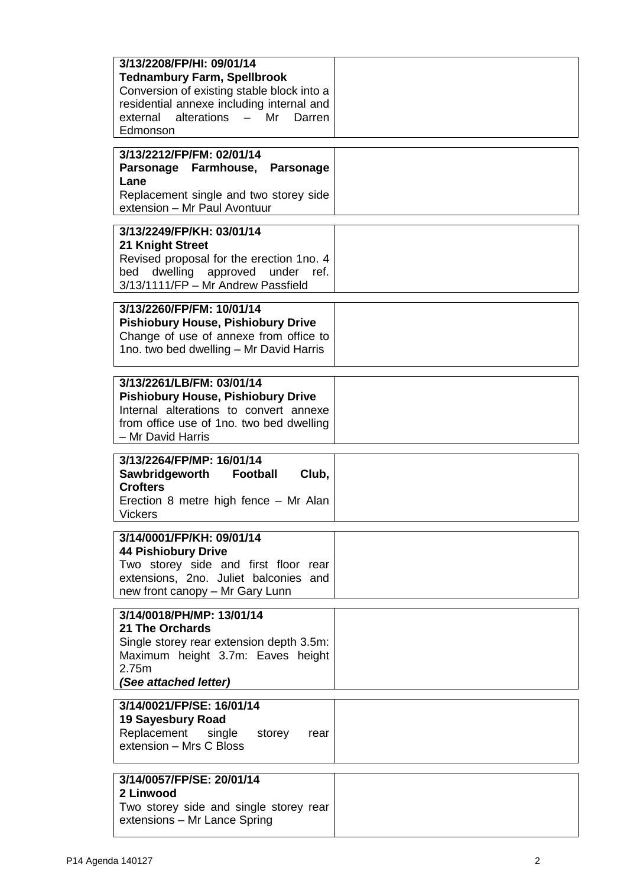| | |
|---|---|
| **3/13/2208/FP/HI: 09/01/14**<br>**Tednambury Farm, Spellbrook**<br>Conversion of existing stable block into a residential annexe including internal and external alterations – Mr Darren Edmonson | |

| | |
|---|---|
| **3/13/2212/FP/FM: 02/01/14**<br>**Parsonage Farmhouse, Parsonage Lane**<br>Replacement single and two storey side extension – Mr Paul Avontuur | |

| | |
|---|---|
| **3/13/2249/FP/KH: 03/01/14**<br>**21 Knight Street**<br>Revised proposal for the erection 1no. 4 bed dwelling approved under ref. 3/13/1111/FP – Mr Andrew Passfield | |

| | |
|---|---|
| **3/13/2260/FP/FM: 10/01/14**<br>**Pishiobury House, Pishiobury Drive**<br>Change of use of annexe from office to 1no. two bed dwelling – Mr David Harris | |

| | |
|---|---|
| **3/13/2261/LB/FM: 03/01/14**<br>**Pishiobury House, Pishiobury Drive**<br>Internal alterations to convert annexe from office use of 1no. two bed dwelling – Mr David Harris | |

| | |
|---|---|
| **3/13/2264/FP/MP: 16/01/14**<br>**Sawbridgeworth Football Club, Crofters**<br>Erection 8 metre high fence – Mr Alan Vickers | |

| | |
|---|---|
| **3/14/0001/FP/KH: 09/01/14**<br>**44 Pishiobury Drive**<br>Two storey side and first floor rear extensions, 2no. Juliet balconies and new front canopy – Mr Gary Lunn | |

| | |
|---|---|
| **3/14/0018/PH/MP: 13/01/14**<br>**21 The Orchards**<br>Single storey rear extension depth 3.5m: Maximum height 3.7m: Eaves height 2.75m<br>***(See attached letter)*** | |

| | |
|---|---|
| **3/14/0021/FP/SE: 16/01/14**<br>**19 Sayesbury Road**<br>Replacement single storey rear extension – Mrs C Bloss | |

| | |
|---|---|
| **3/14/0057/FP/SE: 20/01/14**<br>**2 Linwood**<br>Two storey side and single storey rear extensions – Mr Lance Spring | |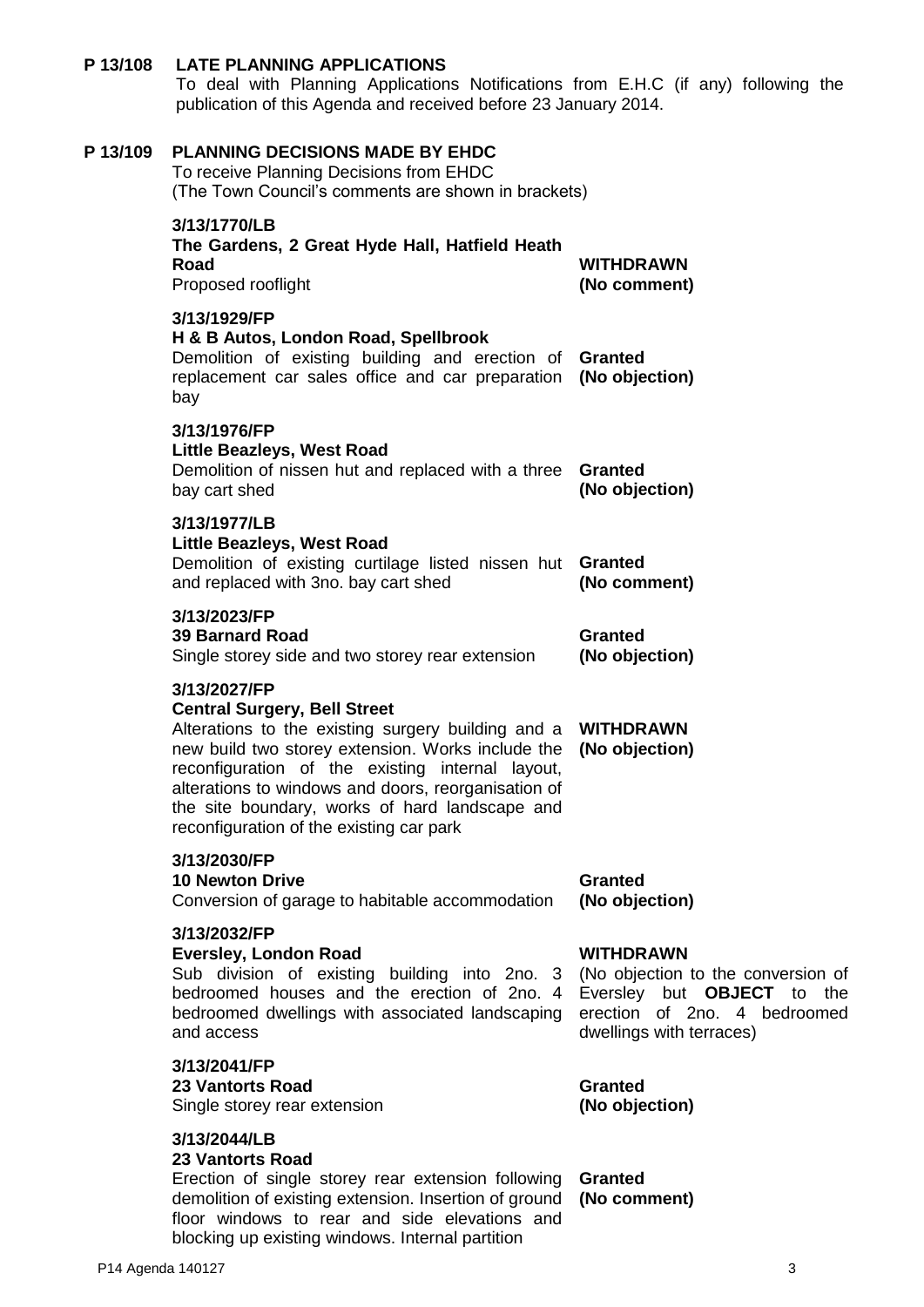**P 13/108 LATE PLANNING APPLICATIONS**

To deal with Planning Applications Notifications from E.H.C (if any) following the publication of this Agenda and received before 23 January 2014.

**P 13/109 PLANNING DECISIONS MADE BY EHDC**

To receive Planning Decisions from EHDC
(The Town Council's comments are shown in brackets)

| Application | Decision |
|---|---|
| **3/13/1770/LB**<br>**The Gardens, 2 Great Hyde Hall, Hatfield Heath Road**<br>Proposed rooflight | **WITHDRAWN**<br>**(No comment)** |
| **3/13/1929/FP**<br>**H & B Autos, London Road, Spellbrook**<br>Demolition of existing building and erection of replacement car sales office and car preparation bay | **Granted**<br>**(No objection)** |
| **3/13/1976/FP**<br>**Little Beazleys, West Road**<br>Demolition of nissen hut and replaced with a three bay cart shed | **Granted**<br>**(No objection)** |
| **3/13/1977/LB**<br>**Little Beazleys, West Road**<br>Demolition of existing curtilage listed nissen hut and replaced with 3no. bay cart shed | **Granted**<br>**(No comment)** |
| **3/13/2023/FP**<br>**39 Barnard Road**<br>Single storey side and two storey rear extension | **Granted**<br>**(No objection)** |
| **3/13/2027/FP**<br>**Central Surgery, Bell Street**<br>Alterations to the existing surgery building and a new build two storey extension. Works include the reconfiguration of the existing internal layout, alterations to windows and doors, reorganisation of the site boundary, works of hard landscape and reconfiguration of the existing car park | **WITHDRAWN**<br>**(No objection)** |
| **3/13/2030/FP**<br>**10 Newton Drive**<br>Conversion of garage to habitable accommodation | **Granted**<br>**(No objection)** |
| **3/13/2032/FP**<br>**Eversley, London Road**<br>Sub division of existing building into 2no. 3 bedroomed houses and the erection of 2no. 4 bedroomed dwellings with associated landscaping and access | **WITHDRAWN**<br>(No objection to the conversion of Eversley but **OBJECT** to the erection of 2no. 4 bedroomed dwellings with terraces) |
| **3/13/2041/FP**<br>**23 Vantorts Road**<br>Single storey rear extension | **Granted**<br>**(No objection)** |
| **3/13/2044/LB**<br>**23 Vantorts Road**<br>Erection of single storey rear extension following demolition of existing extension. Insertion of ground floor windows to rear and side elevations and blocking up existing windows. Internal partition | **Granted**<br>**(No comment)** |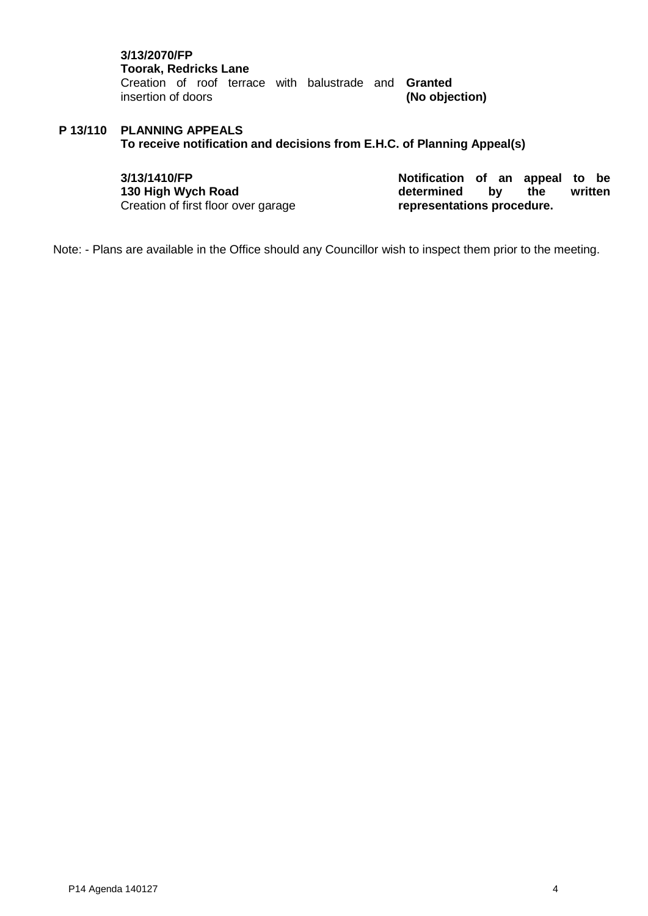**3/13/2070/FP**
**Toorak, Redricks Lane**
Creation of roof terrace with balustrade and insertion of doors — **Granted (No objection)**

**P 13/110 PLANNING APPEALS**
**To receive notification and decisions from E.H.C. of Planning Appeal(s)**

**3/13/1410/FP**
**130 High Wych Road**
Creation of first floor over garage — **Notification of an appeal to be determined by the written representations procedure.**

Note: - Plans are available in the Office should any Councillor wish to inspect them prior to the meeting.